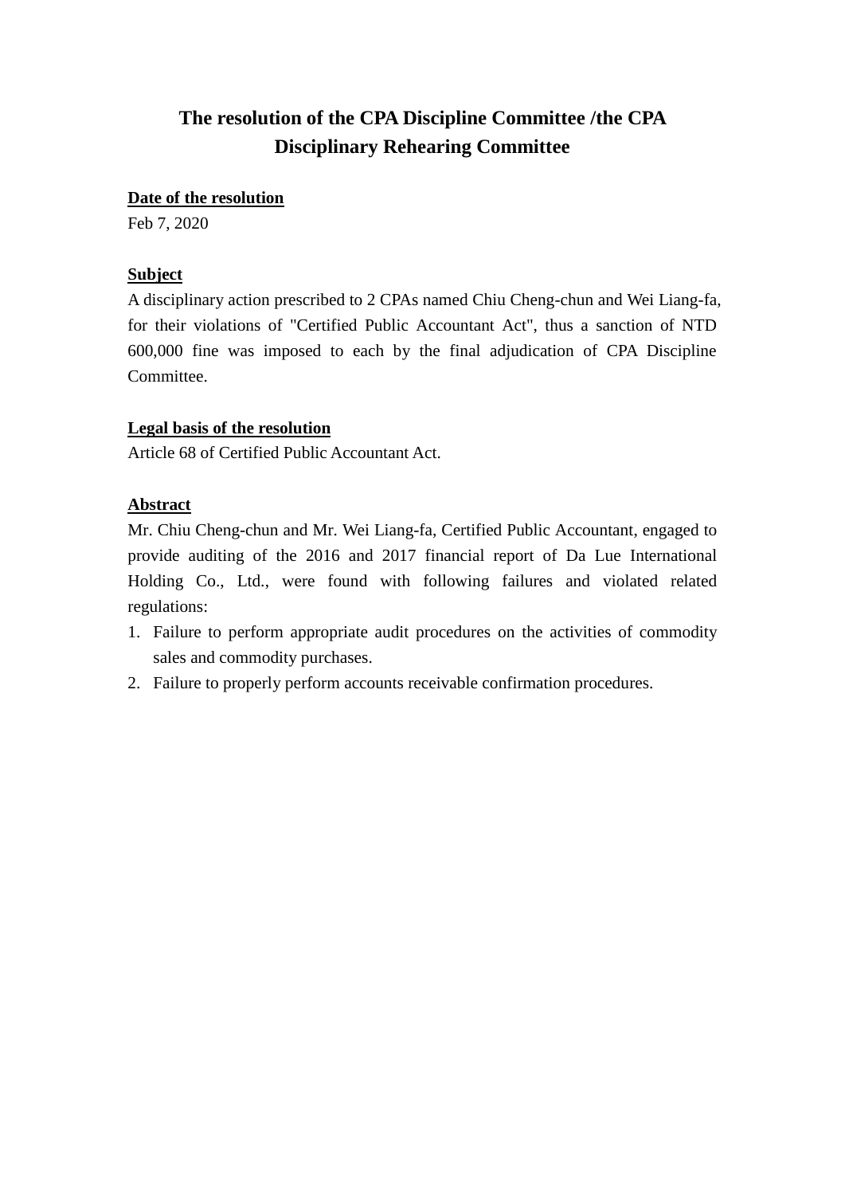# The resolution of the CPA Discipline Committee /the CPA Disciplinary Rehearing Committee

**Date of the resolution**

Feb 7, 2020

**Subject**

A disciplinary action prescribed to 2 CPAs named Chiu Cheng-chun and Wei Liang-fa, for their violations of "Certified Public Accountant Act", thus a sanction of NTD 600,000 fine was imposed to each by the final adjudication of CPA Discipline Committee.

**Legal basis of the resolution**

Article 68 of Certified Public Accountant Act.

**Abstract**

Mr. Chiu Cheng-chun and Mr. Wei Liang-fa, Certified Public Accountant, engaged to provide auditing of the 2016 and 2017 financial report of Da Lue International Holding Co., Ltd., were found with following failures and violated related regulations:

1. Failure to perform appropriate audit procedures on the activities of commodity sales and commodity purchases.
2. Failure to properly perform accounts receivable confirmation procedures.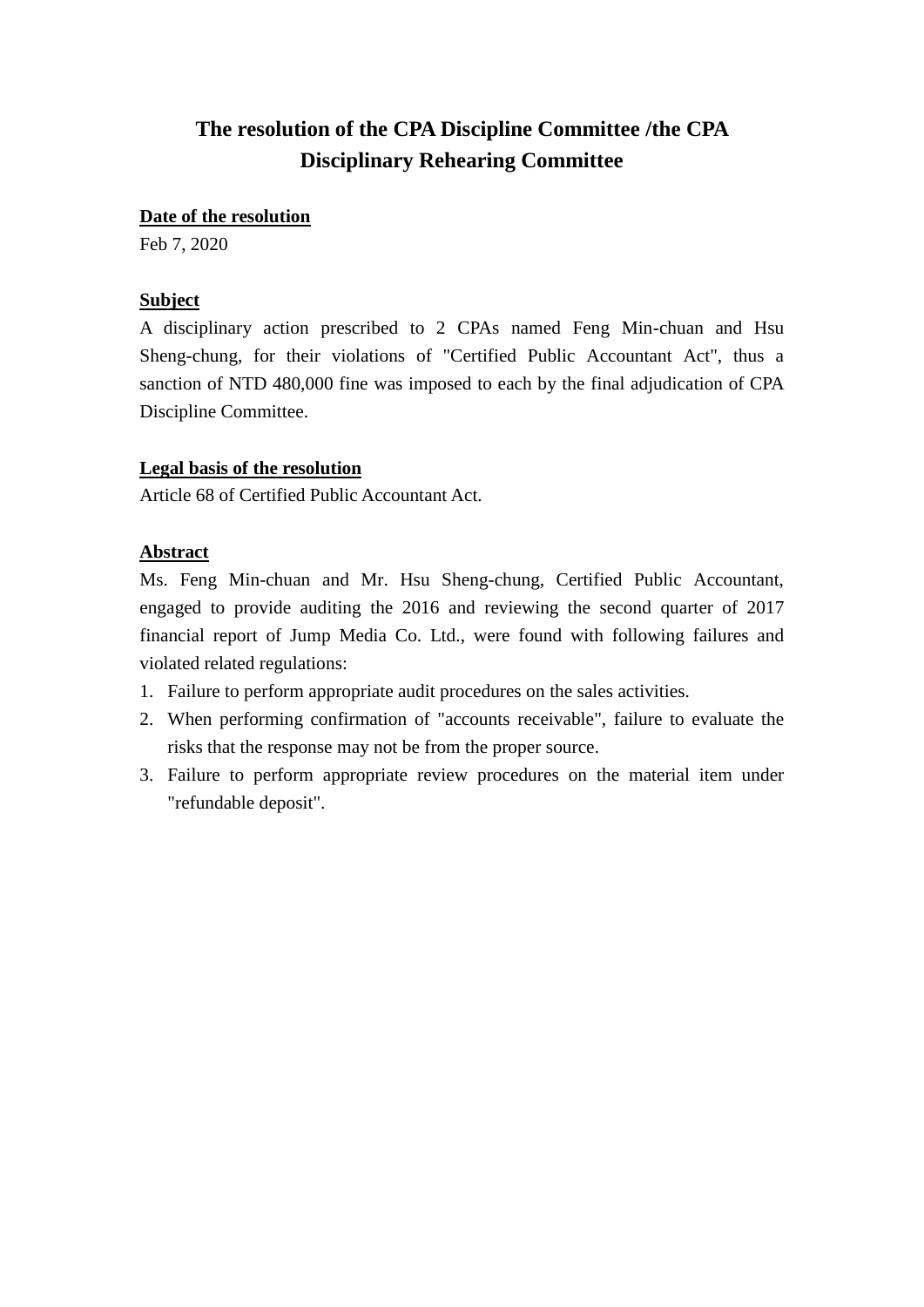# The resolution of the CPA Discipline Committee /the CPA Disciplinary Rehearing Committee

**Date of the resolution**

Feb 7, 2020

**Subject**

A disciplinary action prescribed to 2 CPAs named Feng Min-chuan and Hsu Sheng-chung, for their violations of "Certified Public Accountant Act", thus a sanction of NTD 480,000 fine was imposed to each by the final adjudication of CPA Discipline Committee.

**Legal basis of the resolution**

Article 68 of Certified Public Accountant Act.

**Abstract**

Ms. Feng Min-chuan and Mr. Hsu Sheng-chung, Certified Public Accountant, engaged to provide auditing the 2016 and reviewing the second quarter of 2017 financial report of Jump Media Co. Ltd., were found with following failures and violated related regulations:

1. Failure to perform appropriate audit procedures on the sales activities.
2. When performing confirmation of "accounts receivable", failure to evaluate the risks that the response may not be from the proper source.
3. Failure to perform appropriate review procedures on the material item under "refundable deposit".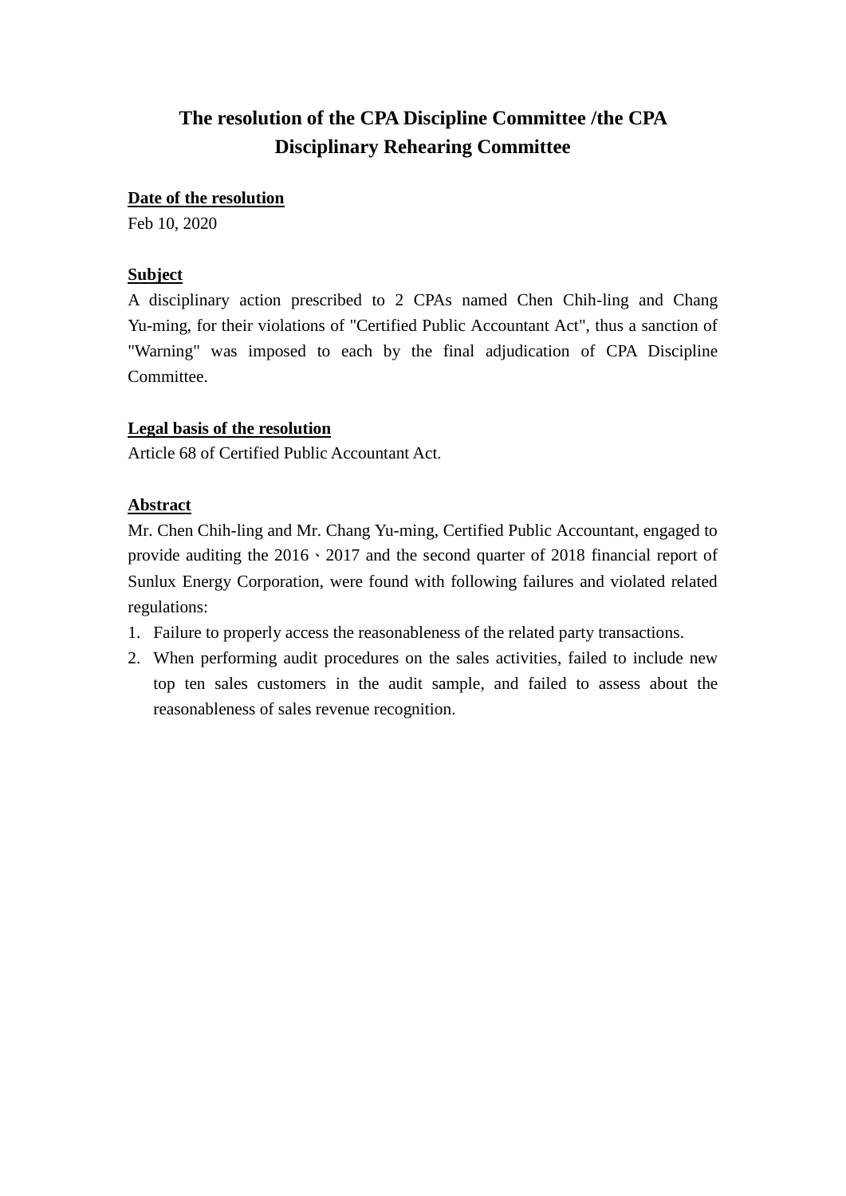# The resolution of the CPA Discipline Committee /the CPA Disciplinary Rehearing Committee

**Date of the resolution**

Feb 10, 2020

**Subject**

A disciplinary action prescribed to 2 CPAs named Chen Chih-ling and Chang Yu-ming, for their violations of "Certified Public Accountant Act", thus a sanction of "Warning" was imposed to each by the final adjudication of CPA Discipline Committee.

**Legal basis of the resolution**

Article 68 of Certified Public Accountant Act.

**Abstract**

Mr. Chen Chih-ling and Mr. Chang Yu-ming, Certified Public Accountant, engaged to provide auditing the 2016、2017 and the second quarter of 2018 financial report of Sunlux Energy Corporation, were found with following failures and violated related regulations:

1. Failure to properly access the reasonableness of the related party transactions.
2. When performing audit procedures on the sales activities, failed to include new top ten sales customers in the audit sample, and failed to assess about the reasonableness of sales revenue recognition.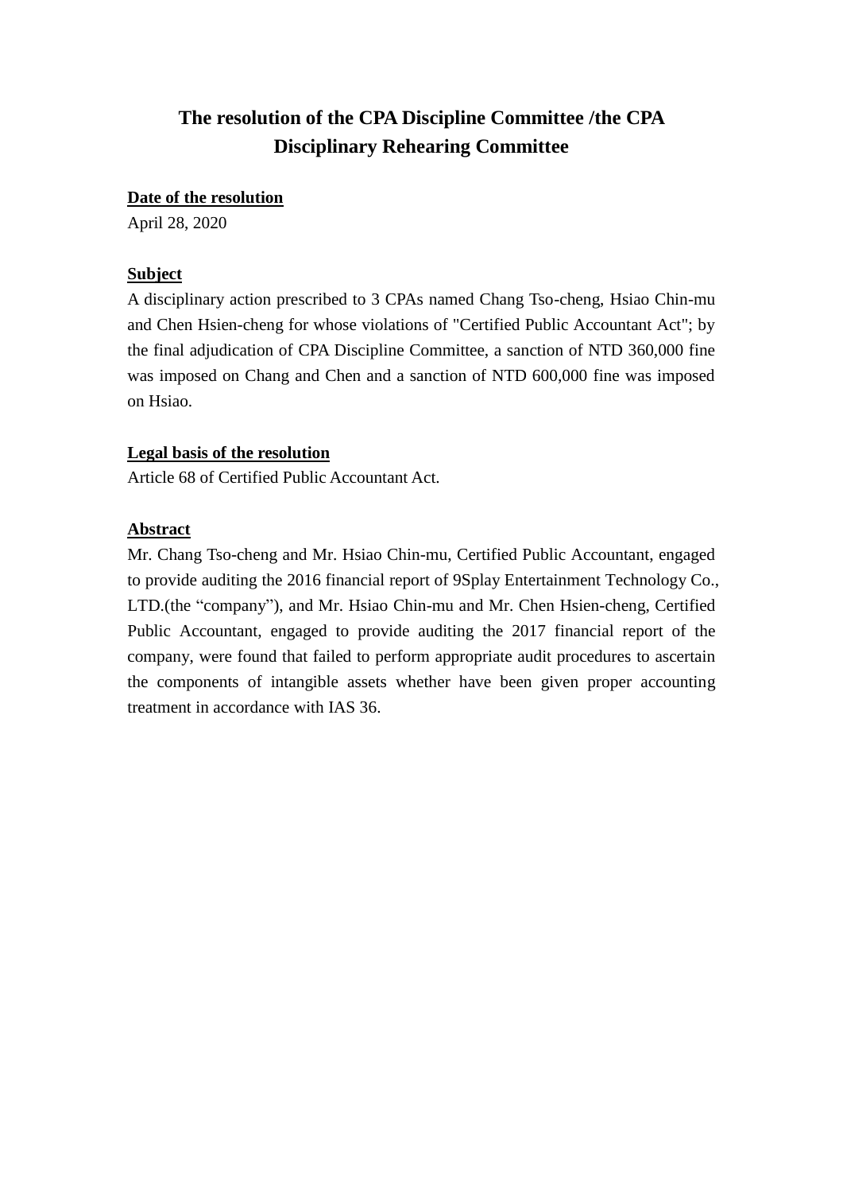# The resolution of the CPA Discipline Committee /the CPA Disciplinary Rehearing Committee

**Date of the resolution**

April 28, 2020

**Subject**

A disciplinary action prescribed to 3 CPAs named Chang Tso-cheng, Hsiao Chin-mu and Chen Hsien-cheng for whose violations of "Certified Public Accountant Act"; by the final adjudication of CPA Discipline Committee, a sanction of NTD 360,000 fine was imposed on Chang and Chen and a sanction of NTD 600,000 fine was imposed on Hsiao.

**Legal basis of the resolution**

Article 68 of Certified Public Accountant Act.

**Abstract**

Mr. Chang Tso-cheng and Mr. Hsiao Chin-mu, Certified Public Accountant, engaged to provide auditing the 2016 financial report of 9Splay Entertainment Technology Co., LTD.(the "company"), and Mr. Hsiao Chin-mu and Mr. Chen Hsien-cheng, Certified Public Accountant, engaged to provide auditing the 2017 financial report of the company, were found that failed to perform appropriate audit procedures to ascertain the components of intangible assets whether have been given proper accounting treatment in accordance with IAS 36.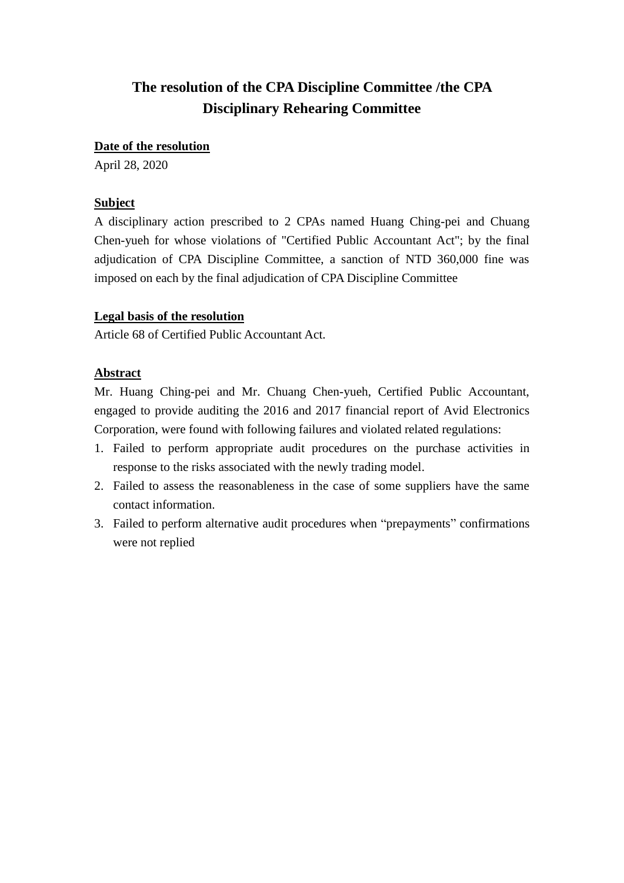# The resolution of the CPA Discipline Committee /the CPA Disciplinary Rehearing Committee

**Date of the resolution**

April 28, 2020

**Subject**

A disciplinary action prescribed to 2 CPAs named Huang Ching-pei and Chuang Chen-yueh for whose violations of "Certified Public Accountant Act"; by the final adjudication of CPA Discipline Committee, a sanction of NTD 360,000 fine was imposed on each by the final adjudication of CPA Discipline Committee

**Legal basis of the resolution**

Article 68 of Certified Public Accountant Act.

**Abstract**

Mr. Huang Ching-pei and Mr. Chuang Chen-yueh, Certified Public Accountant, engaged to provide auditing the 2016 and 2017 financial report of Avid Electronics Corporation, were found with following failures and violated related regulations:

1. Failed to perform appropriate audit procedures on the purchase activities in response to the risks associated with the newly trading model.
2. Failed to assess the reasonableness in the case of some suppliers have the same contact information.
3. Failed to perform alternative audit procedures when “prepayments” confirmations were not replied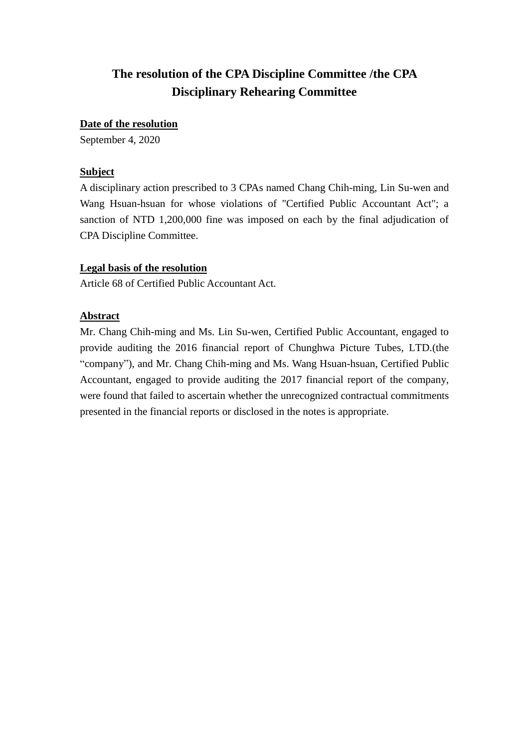# The resolution of the CPA Discipline Committee /the CPA Disciplinary Rehearing Committee

**Date of the resolution**

September 4, 2020

**Subject**

A disciplinary action prescribed to 3 CPAs named Chang Chih-ming, Lin Su-wen and Wang Hsuan-hsuan for whose violations of "Certified Public Accountant Act"; a sanction of NTD 1,200,000 fine was imposed on each by the final adjudication of CPA Discipline Committee.

**Legal basis of the resolution**

Article 68 of Certified Public Accountant Act.

**Abstract**

Mr. Chang Chih-ming and Ms. Lin Su-wen, Certified Public Accountant, engaged to provide auditing the 2016 financial report of Chunghwa Picture Tubes, LTD.(the “company”), and Mr. Chang Chih-ming and Ms. Wang Hsuan-hsuan, Certified Public Accountant, engaged to provide auditing the 2017 financial report of the company, were found that failed to ascertain whether the unrecognized contractual commitments presented in the financial reports or disclosed in the notes is appropriate.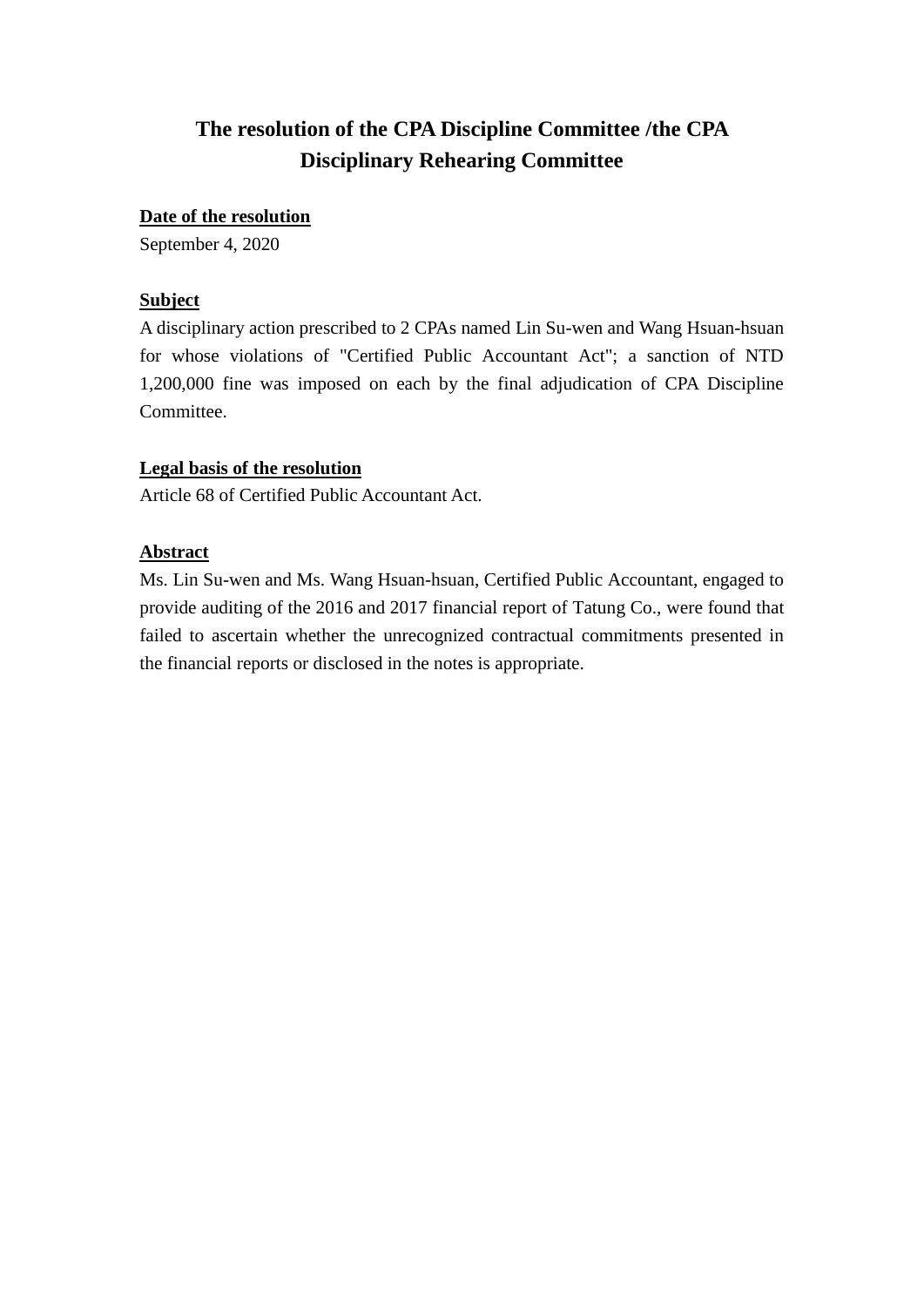# The resolution of the CPA Discipline Committee /the CPA Disciplinary Rehearing Committee

**Date of the resolution**

September 4, 2020

**Subject**

A disciplinary action prescribed to 2 CPAs named Lin Su-wen and Wang Hsuan-hsuan for whose violations of "Certified Public Accountant Act"; a sanction of NTD 1,200,000 fine was imposed on each by the final adjudication of CPA Discipline Committee.

**Legal basis of the resolution**

Article 68 of Certified Public Accountant Act.

**Abstract**

Ms. Lin Su-wen and Ms. Wang Hsuan-hsuan, Certified Public Accountant, engaged to provide auditing of the 2016 and 2017 financial report of Tatung Co., were found that failed to ascertain whether the unrecognized contractual commitments presented in the financial reports or disclosed in the notes is appropriate.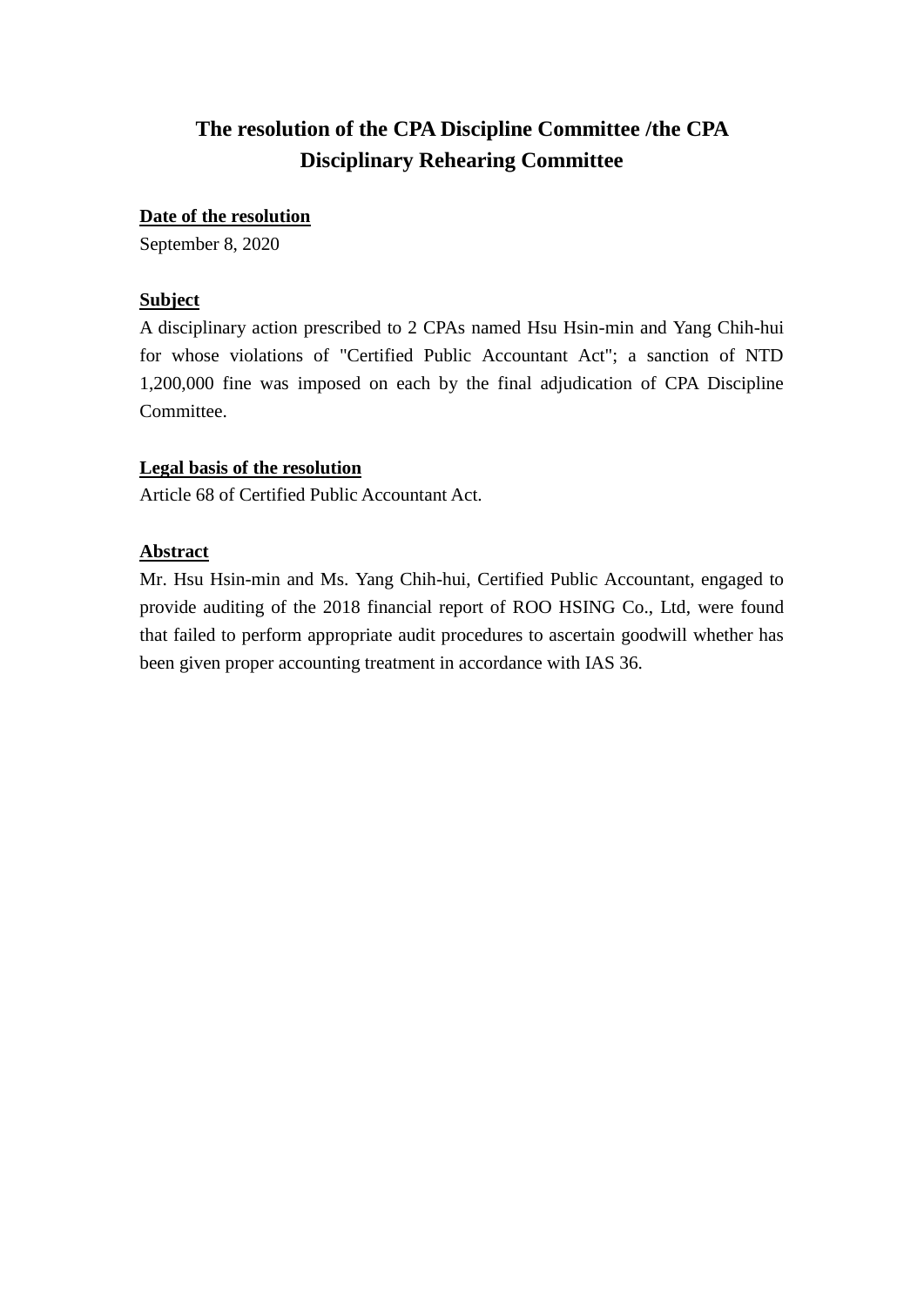# The resolution of the CPA Discipline Committee /the CPA Disciplinary Rehearing Committee

**Date of the resolution**

September 8, 2020

**Subject**

A disciplinary action prescribed to 2 CPAs named Hsu Hsin-min and Yang Chih-hui for whose violations of "Certified Public Accountant Act"; a sanction of NTD 1,200,000 fine was imposed on each by the final adjudication of CPA Discipline Committee.

**Legal basis of the resolution**

Article 68 of Certified Public Accountant Act.

**Abstract**

Mr. Hsu Hsin-min and Ms. Yang Chih-hui, Certified Public Accountant, engaged to provide auditing of the 2018 financial report of ROO HSING Co., Ltd, were found that failed to perform appropriate audit procedures to ascertain goodwill whether has been given proper accounting treatment in accordance with IAS 36.